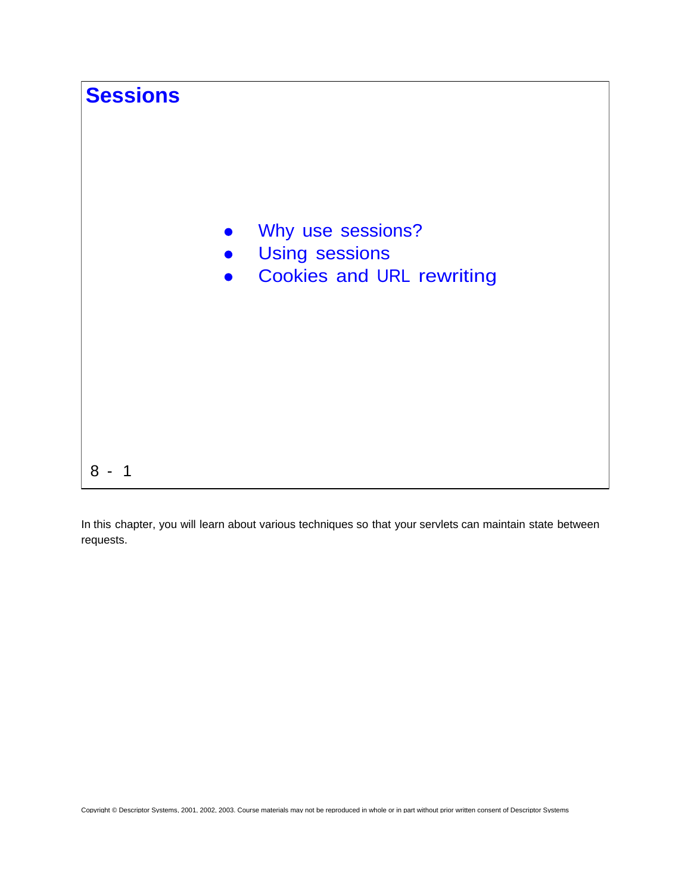# Sessions

- Why use sessions?
- Using sessions
- Cookies and URL rewriting

8 - 1

In this chapter, you will learn about various techniques so that your servlets can maintain state between requests.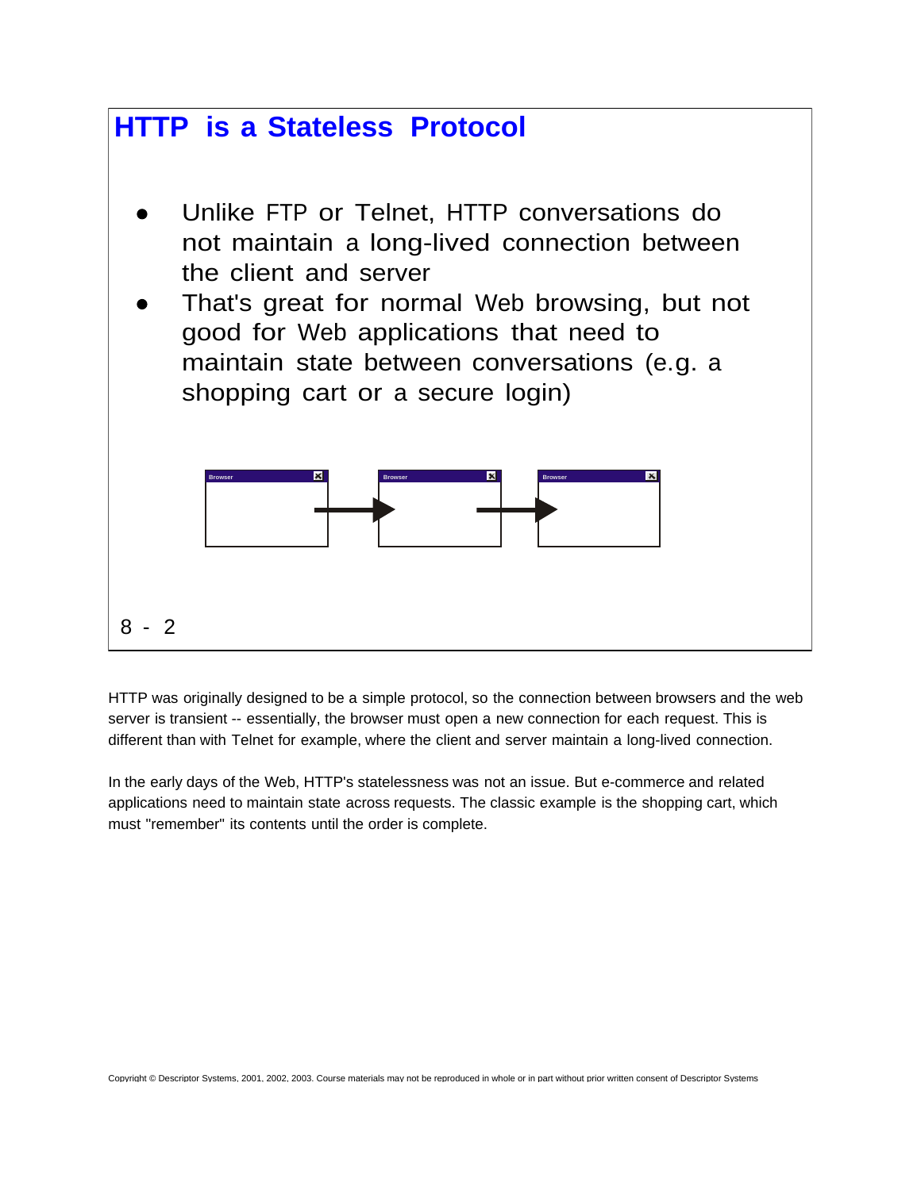# HTTP is a Stateless Protocol

- Unlike FTP or Telnet, HTTP conversations do not maintain a long-lived connection between the client and server
- That's great for normal Web browsing, but not good for Web applications that need to maintain state between conversations (e.g. a shopping cart or a secure login)

8 - 2

HTTP was originally designed to be a simple protocol, so the connection between browsers and the web server is transient -- essentially, the browser must open a new connection for each request. This is different than with Telnet for example, where the client and server maintain a long-lived connection.

In the early days of the Web, HTTP's statelessness was not an issue. But e-commerce and related applications need to maintain state across requests. The classic example is the shopping cart, which must "remember" its contents until the order is complete.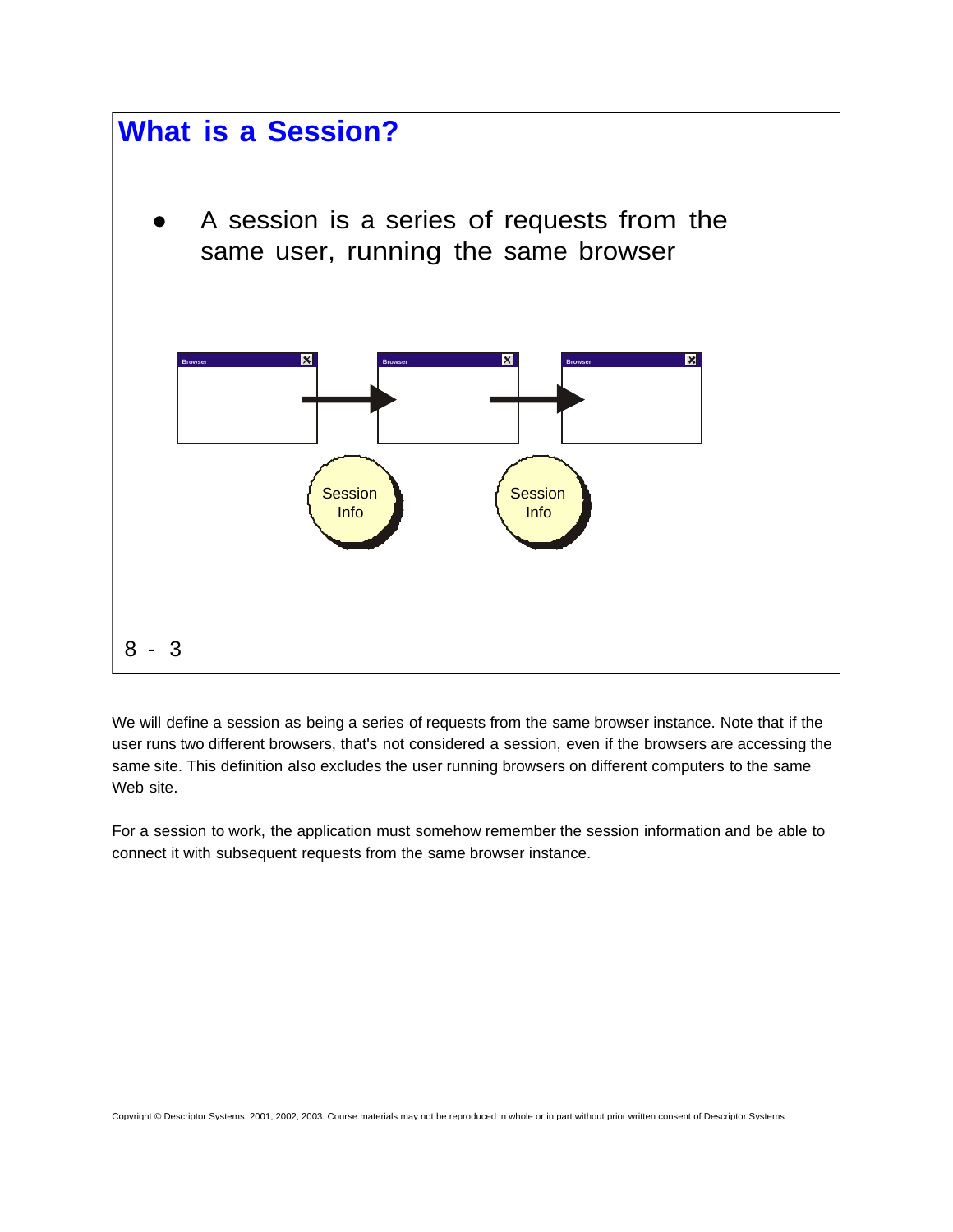# What is a Session?

- A session is a series of requests from the same user, running the same browser

Browser → Browser → Browser

Session Info    Session Info

8 - 3

We will define a session as being a series of requests from the same browser instance. Note that if the user runs two different browsers, that's not considered a session, even if the browsers are accessing the same site. This definition also excludes the user running browsers on different computers to the same Web site.

For a session to work, the application must somehow remember the session information and be able to connect it with subsequent requests from the same browser instance.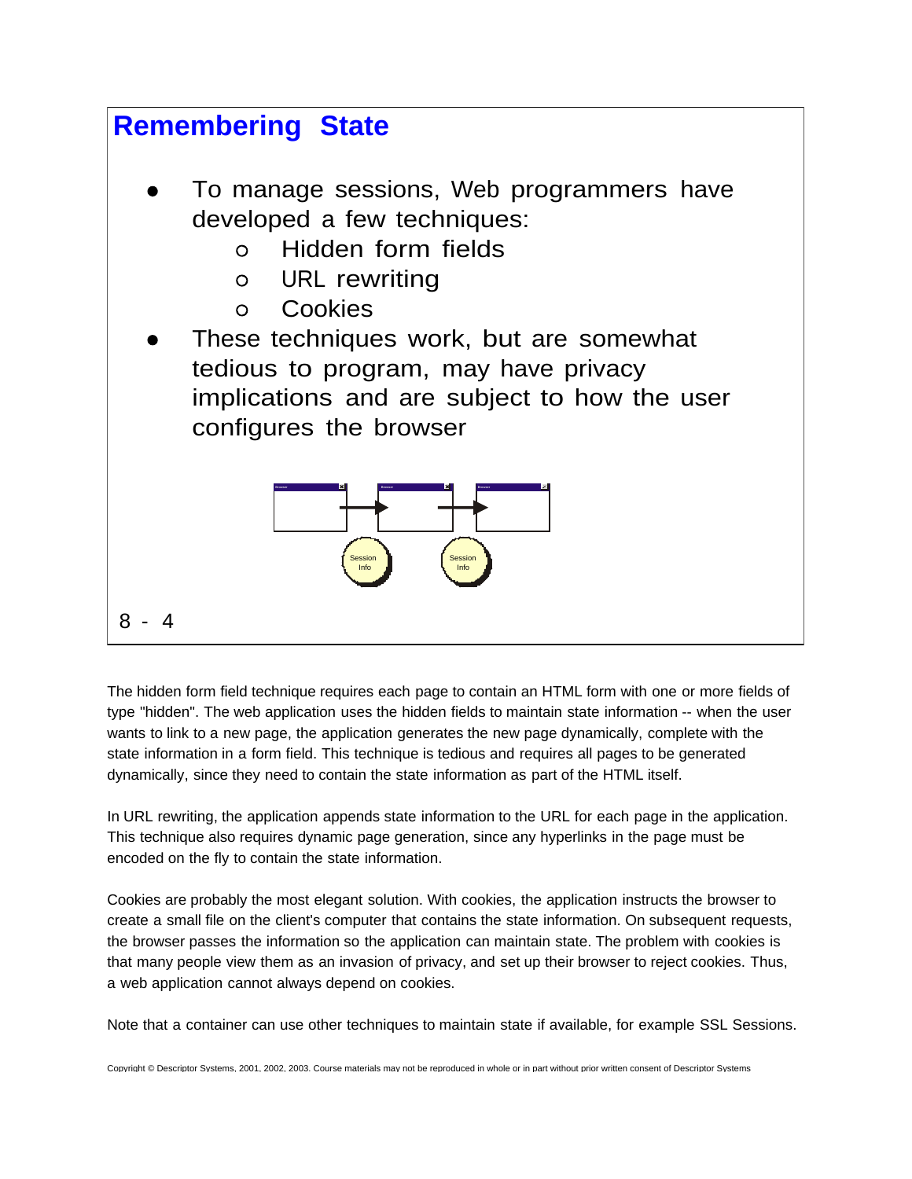# Remembering State

- To manage sessions, Web programmers have developed a few techniques:
  - Hidden form fields
  - URL rewriting
  - Cookies
- These techniques work, but are somewhat tedious to program, may have privacy implications and are subject to how the user configures the browser

Session Info

Session Info

8 - 4

The hidden form field technique requires each page to contain an HTML form with one or more fields of type "hidden". The web application uses the hidden fields to maintain state information -- when the user wants to link to a new page, the application generates the new page dynamically, complete with the state information in a form field. This technique is tedious and requires all pages to be generated dynamically, since they need to contain the state information as part of the HTML itself.

In URL rewriting, the application appends state information to the URL for each page in the application. This technique also requires dynamic page generation, since any hyperlinks in the page must be encoded on the fly to contain the state information.

Cookies are probably the most elegant solution. With cookies, the application instructs the browser to create a small file on the client's computer that contains the state information. On subsequent requests, the browser passes the information so the application can maintain state. The problem with cookies is that many people view them as an invasion of privacy, and set up their browser to reject cookies. Thus, a web application cannot always depend on cookies.

Note that a container can use other techniques to maintain state if available, for example SSL Sessions.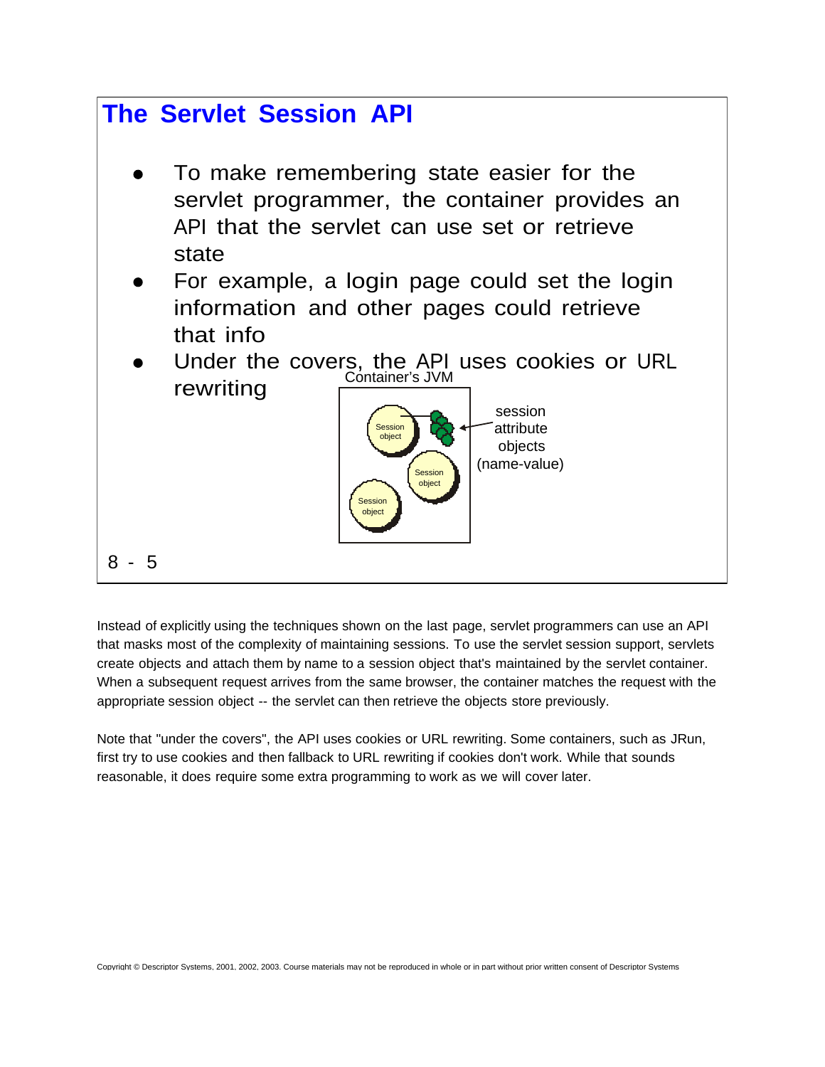# The Servlet Session API

- To make remembering state easier for the servlet programmer, the container provides an API that the servlet can use set or retrieve state
- For example, a login page could set the login information and other pages could retrieve that info
- Under the covers, the API uses cookies or URL rewriting

Container's JVM

Session object

Session object

Session object

session attribute objects (name-value)

8 - 5

Instead of explicitly using the techniques shown on the last page, servlet programmers can use an API that masks most of the complexity of maintaining sessions. To use the servlet session support, servlets create objects and attach them by name to a session object that's maintained by the servlet container. When a subsequent request arrives from the same browser, the container matches the request with the appropriate session object -- the servlet can then retrieve the objects store previously.

Note that "under the covers", the API uses cookies or URL rewriting. Some containers, such as JRun, first try to use cookies and then fallback to URL rewriting if cookies don't work. While that sounds reasonable, it does require some extra programming to work as we will cover later.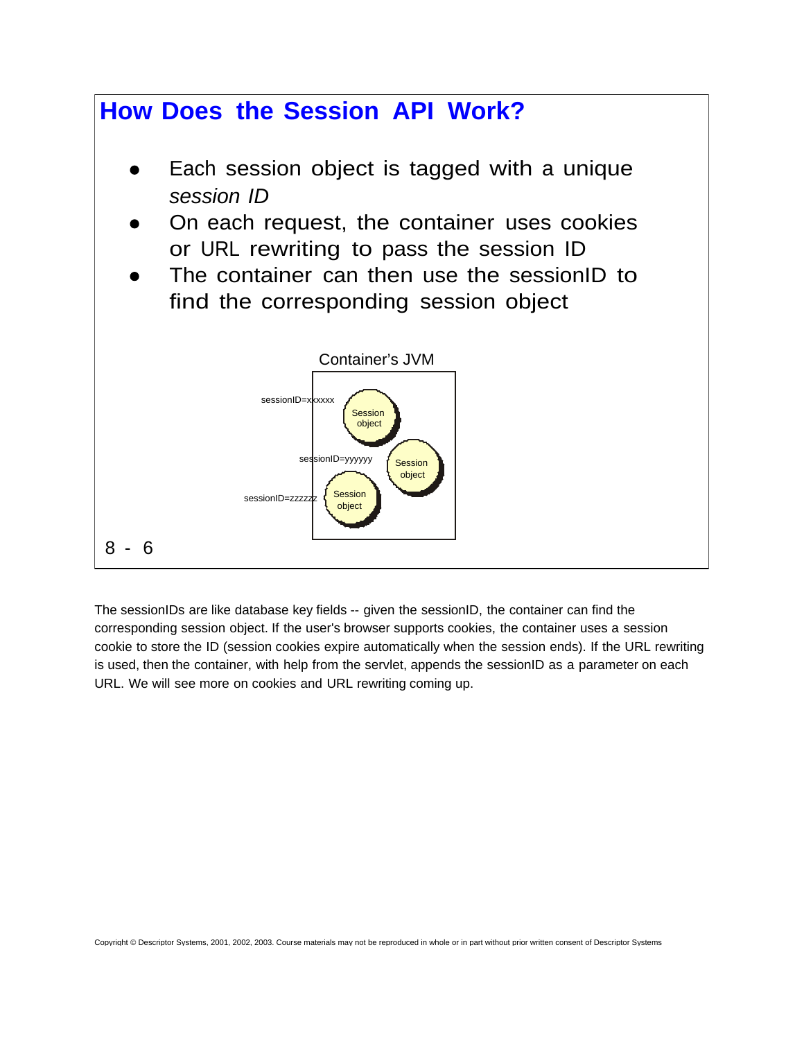# How Does the Session API Work?

- Each session object is tagged with a unique *session ID*
- On each request, the container uses cookies or URL rewriting to pass the session ID
- The container can then use the sessionID to find the corresponding session object

Container's JVM

sessionID=xxxxxx — Session object

sessionID=yyyyyy — Session object

sessionID=zzzzzz — Session object

The sessionIDs are like database key fields -- given the sessionID, the container can find the corresponding session object. If the user's browser supports cookies, the container uses a session cookie to store the ID (session cookies expire automatically when the session ends). If the URL rewriting is used, then the container, with help from the servlet, appends the sessionID as a parameter on each URL. We will see more on cookies and URL rewriting coming up.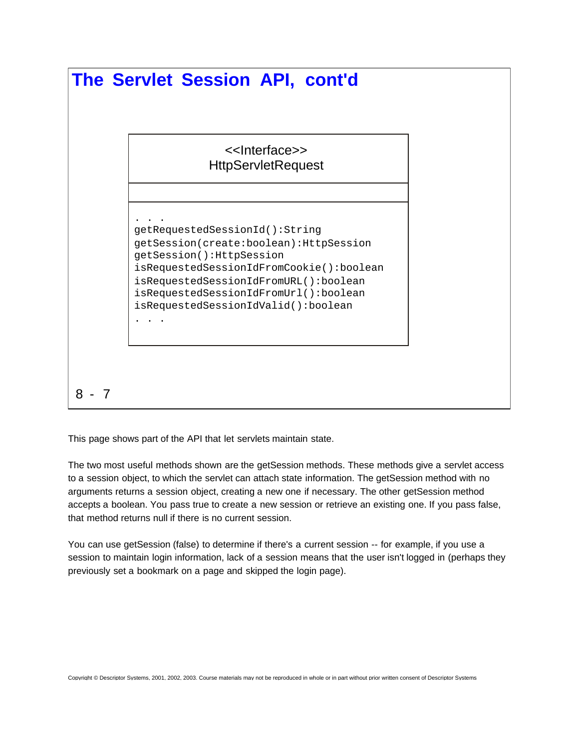# The Servlet Session API, cont'd

```
<<Interface>>
HttpServletRequest

. . .
getRequestedSessionId():String
getSession(create:boolean):HttpSession
getSession():HttpSession
isRequestedSessionIdFromCookie():boolean
isRequestedSessionIdFromURL():boolean
isRequestedSessionIdFromUrl():boolean
isRequestedSessionIdValid():boolean
. . .
```

8 - 7

This page shows part of the API that let servlets maintain state.

The two most useful methods shown are the getSession methods. These methods give a servlet access to a session object, to which the servlet can attach state information. The getSession method with no arguments returns a session object, creating a new one if necessary. The other getSession method accepts a boolean. You pass true to create a new session or retrieve an existing one. If you pass false, that method returns null if there is no current session.

You can use getSession (false) to determine if there's a current session -- for example, if you use a session to maintain login information, lack of a session means that the user isn't logged in (perhaps they previously set a bookmark on a page and skipped the login page).

Copyright © Descriptor Systems, 2001, 2002, 2003. Course materials may not be reproduced in whole or in part without prior written consent of Descriptor Systems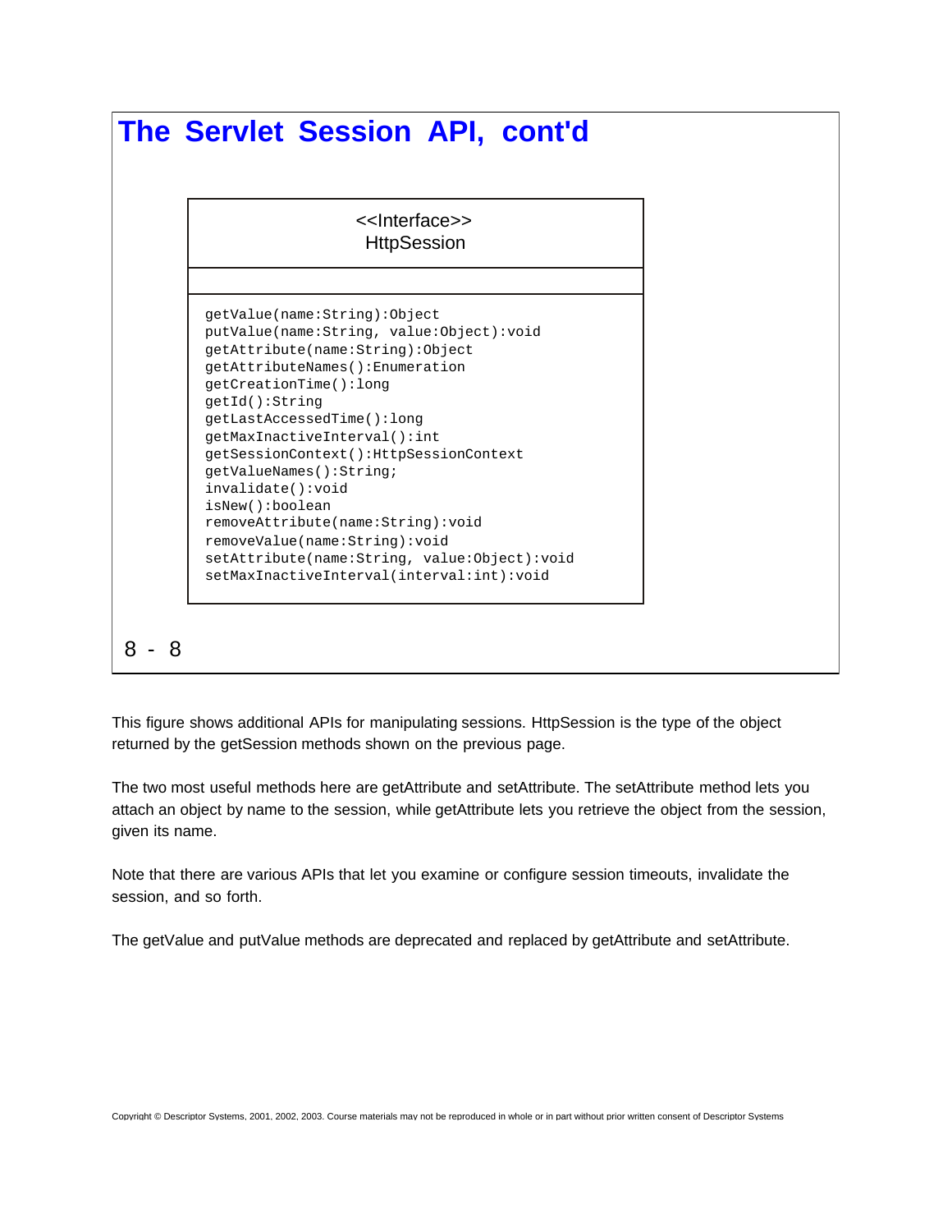# The Servlet Session API, cont'd

```
<<Interface>>
HttpSession

getValue(name:String):Object
putValue(name:String, value:Object):void
getAttribute(name:String):Object
getAttributeNames():Enumeration
getCreationTime():long
getId():String
getLastAccessedTime():long
getMaxInactiveInterval():int
getSessionContext():HttpSessionContext
getValueNames():String;
invalidate():void
isNew():boolean
removeAttribute(name:String):void
removeValue(name:String):void
setAttribute(name:String, value:Object):void
setMaxInactiveInterval(interval:int):void
```

8 - 8

This figure shows additional APIs for manipulating sessions. HttpSession is the type of the object returned by the getSession methods shown on the previous page.

The two most useful methods here are getAttribute and setAttribute. The setAttribute method lets you attach an object by name to the session, while getAttribute lets you retrieve the object from the session, given its name.

Note that there are various APIs that let you examine or configure session timeouts, invalidate the session, and so forth.

The getValue and putValue methods are deprecated and replaced by getAttribute and setAttribute.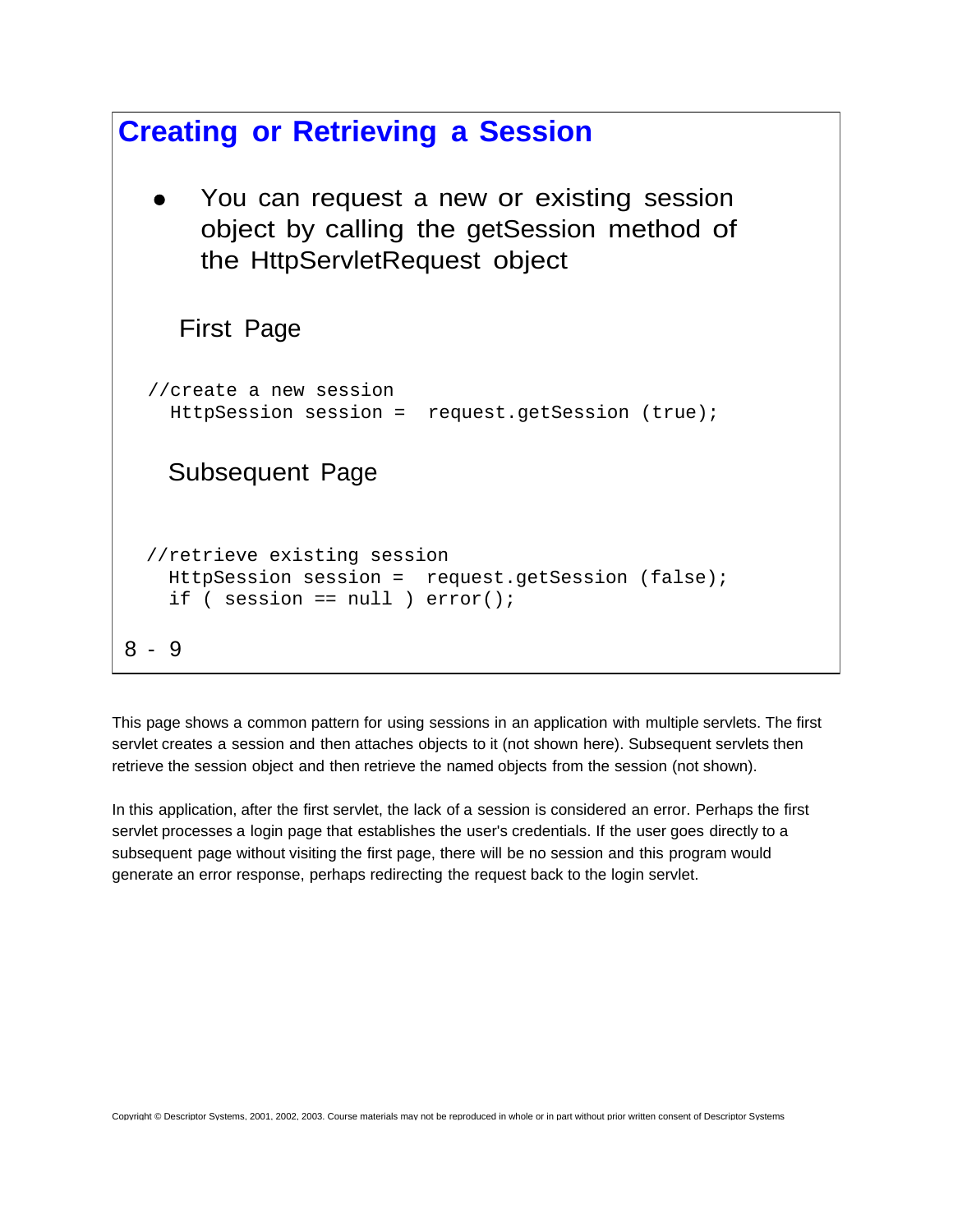# Creating or Retrieving a Session

- You can request a new or existing session object by calling the getSession method of the HttpServletRequest object

First Page

```
//create a new session
  HttpSession session =  request.getSession (true);
```

Subsequent Page

```
//retrieve existing session
  HttpSession session =  request.getSession (false);
  if ( session == null ) error();
```

8 - 9

This page shows a common pattern for using sessions in an application with multiple servlets. The first servlet creates a session and then attaches objects to it (not shown here). Subsequent servlets then retrieve the session object and then retrieve the named objects from the session (not shown).

In this application, after the first servlet, the lack of a session is considered an error. Perhaps the first servlet processes a login page that establishes the user's credentials. If the user goes directly to a subsequent page without visiting the first page, there will be no session and this program would generate an error response, perhaps redirecting the request back to the login servlet.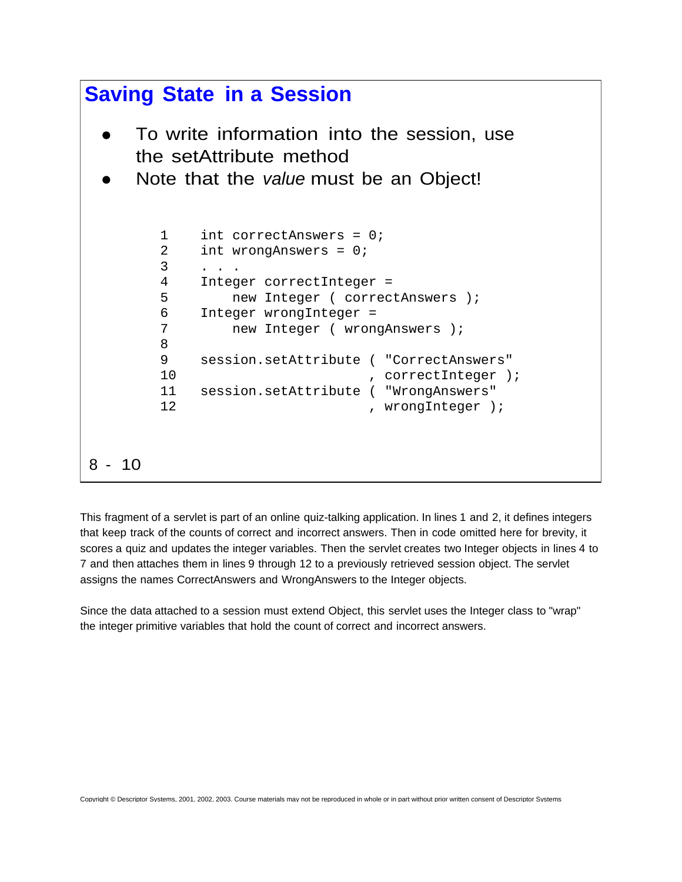## Saving State in a Session

- To write information into the session, use the setAttribute method
- Note that the *value* must be an Object!

```
1    int correctAnswers = 0;
2    int wrongAnswers = 0;
3    . . .
4    Integer correctInteger =
5        new Integer ( correctAnswers );
6    Integer wrongInteger =
7        new Integer ( wrongAnswers );
8
9    session.setAttribute ( "CorrectAnswers"
10                         , correctInteger );
11   session.setAttribute ( "WrongAnswers"
12                         , wrongInteger );
```

8 - 10

This fragment of a servlet is part of an online quiz-talking application. In lines 1 and 2, it defines integers that keep track of the counts of correct and incorrect answers. Then in code omitted here for brevity, it scores a quiz and updates the integer variables. Then the servlet creates two Integer objects in lines 4 to 7 and then attaches them in lines 9 through 12 to a previously retrieved session object. The servlet assigns the names CorrectAnswers and WrongAnswers to the Integer objects.

Since the data attached to a session must extend Object, this servlet uses the Integer class to "wrap" the integer primitive variables that hold the count of correct and incorrect answers.

Copyright © Descriptor Systems, 2001, 2002, 2003. Course materials may not be reproduced in whole or in part without prior written consent of Descriptor Systems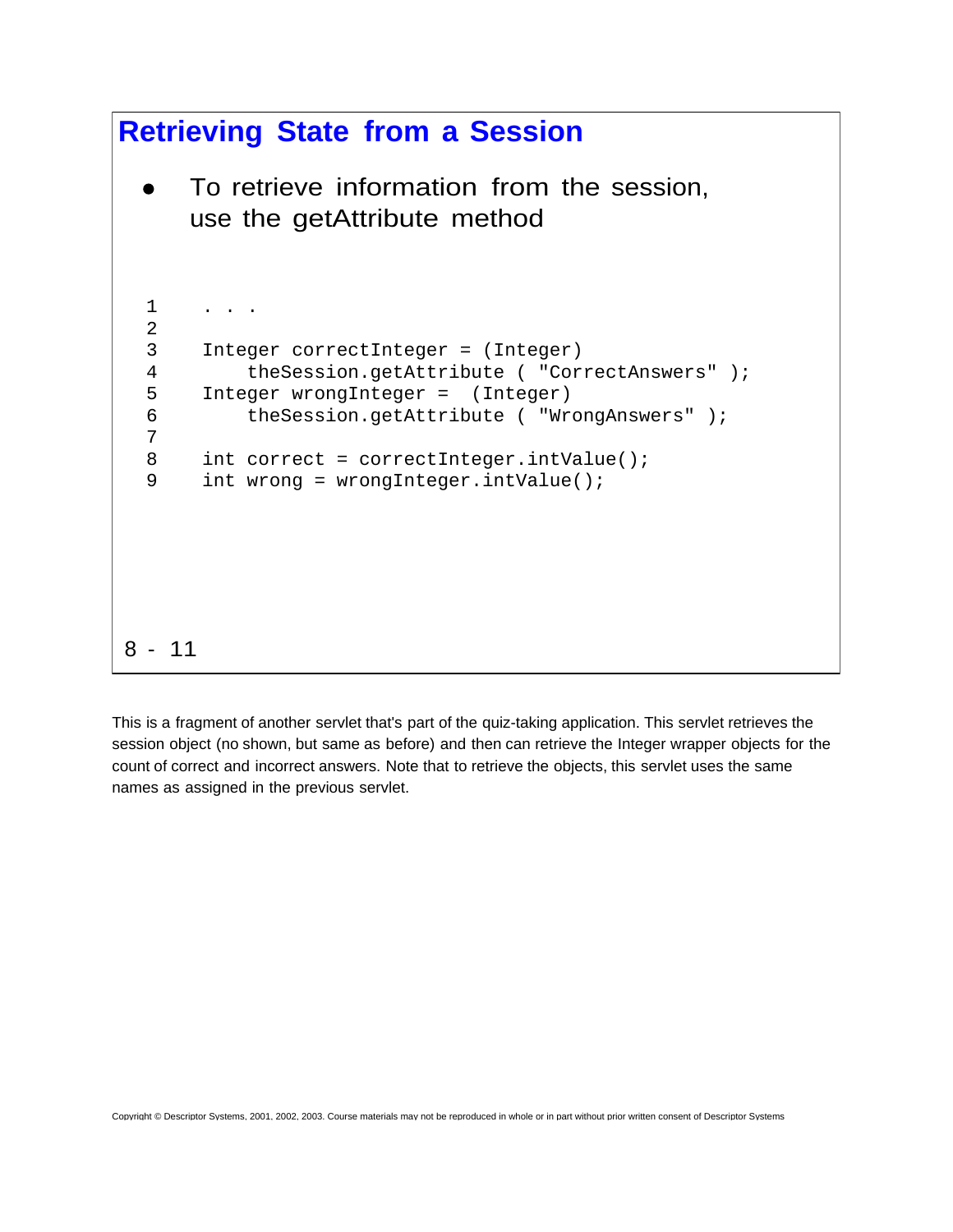## Retrieving State from a Session

- To retrieve information from the session, use the getAttribute method

```
1    . . .
2
3    Integer correctInteger = (Integer)
4        theSession.getAttribute ( "CorrectAnswers" );
5    Integer wrongInteger =  (Integer)
6        theSession.getAttribute ( "WrongAnswers" );
7
8    int correct = correctInteger.intValue();
9    int wrong = wrongInteger.intValue();
```

8 - 11

This is a fragment of another servlet that's part of the quiz-taking application. This servlet retrieves the session object (no shown, but same as before) and then can retrieve the Integer wrapper objects for the count of correct and incorrect answers. Note that to retrieve the objects, this servlet uses the same names as assigned in the previous servlet.

Copyright © Descriptor Systems, 2001, 2002, 2003. Course materials may not be reproduced in whole or in part without prior written consent of Descriptor Systems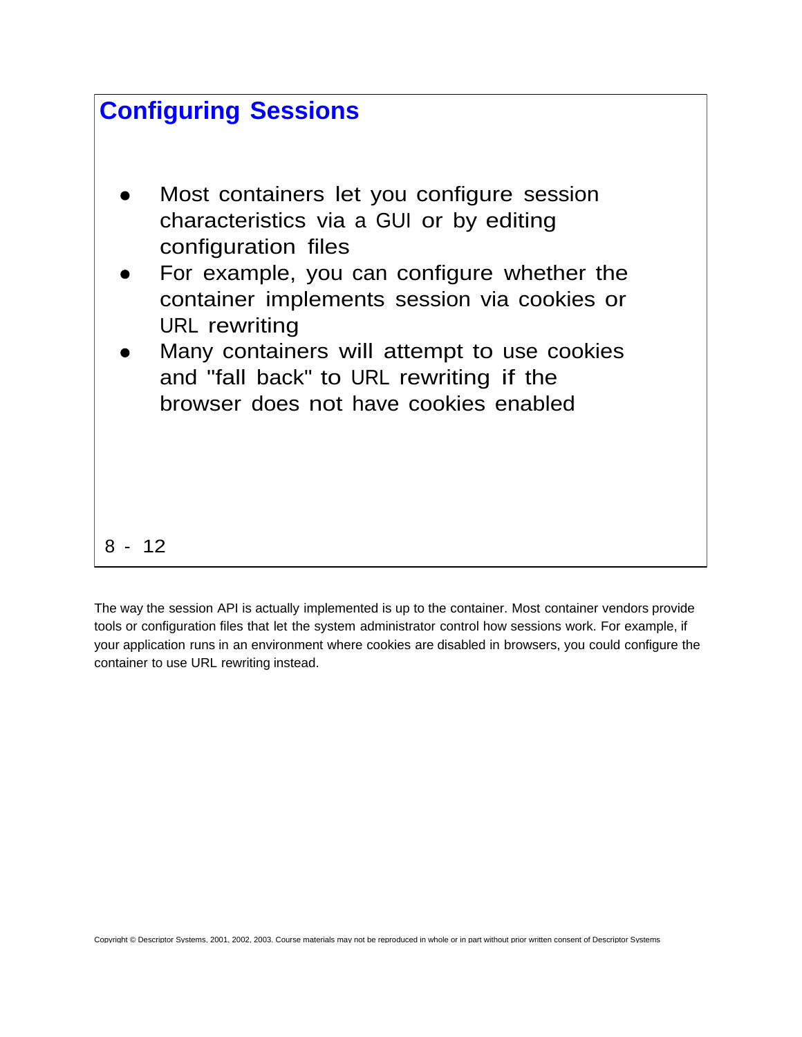## Configuring Sessions

- Most containers let you configure session characteristics via a GUI or by editing configuration files
- For example, you can configure whether the container implements session via cookies or URL rewriting
- Many containers will attempt to use cookies and "fall back" to URL rewriting if the browser does not have cookies enabled

8 - 12

The way the session API is actually implemented is up to the container. Most container vendors provide tools or configuration files that let the system administrator control how sessions work. For example, if your application runs in an environment where cookies are disabled in browsers, you could configure the container to use URL rewriting instead.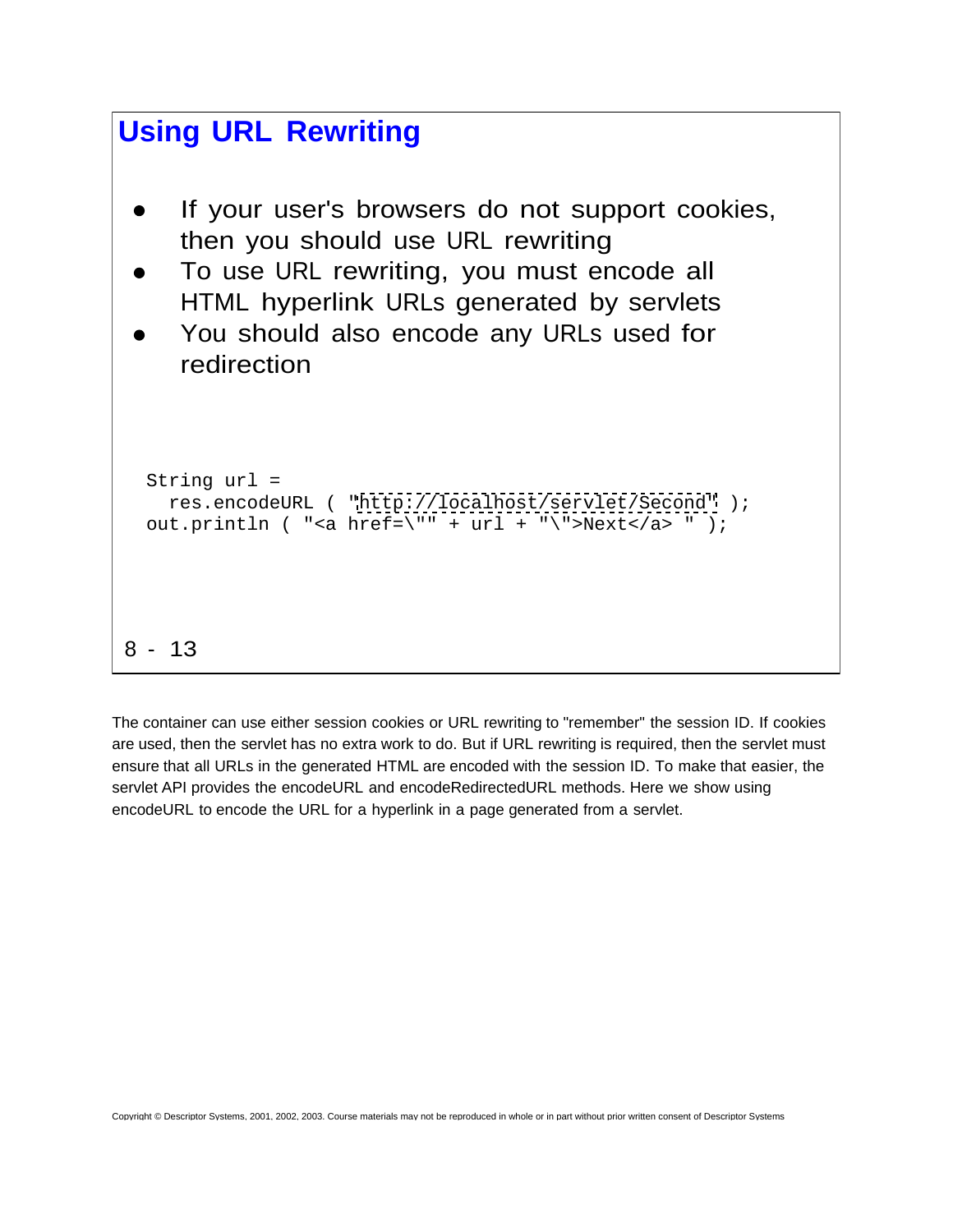## Using URL Rewriting

- If your user's browsers do not support cookies, then you should use URL rewriting
- To use URL rewriting, you must encode all HTML hyperlink URLs generated by servlets
- You should also encode any URLs used for redirection

```
String url =
  res.encodeURL ( "http://localhost/servlet/Second" );
out.println ( "<a href=\"" + url + "\">Next</a> " );
```

8 - 13

The container can use either session cookies or URL rewriting to "remember" the session ID. If cookies are used, then the servlet has no extra work to do. But if URL rewriting is required, then the servlet must ensure that all URLs in the generated HTML are encoded with the session ID. To make that easier, the servlet API provides the encodeURL and encodeRedirectedURL methods. Here we show using encodeURL to encode the URL for a hyperlink in a page generated from a servlet.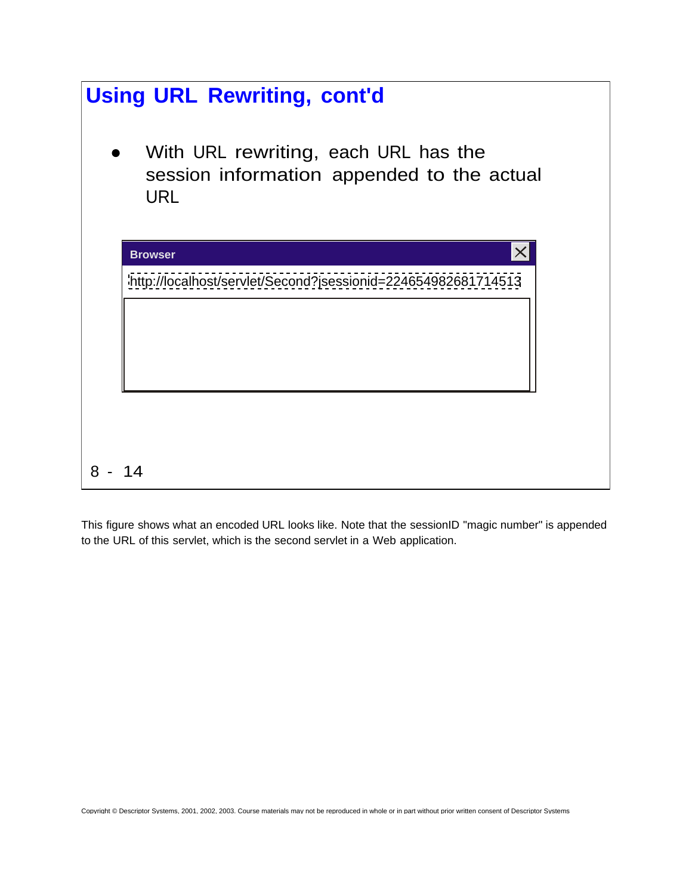## Using URL Rewriting, cont'd

- With URL rewriting, each URL has the session information appended to the actual URL

**Browser**

http://localhost/servlet/Second?jsessionid=224654982681714513

This figure shows what an encoded URL looks like. Note that the sessionID "magic number" is appended to the URL of this servlet, which is the second servlet in a Web application.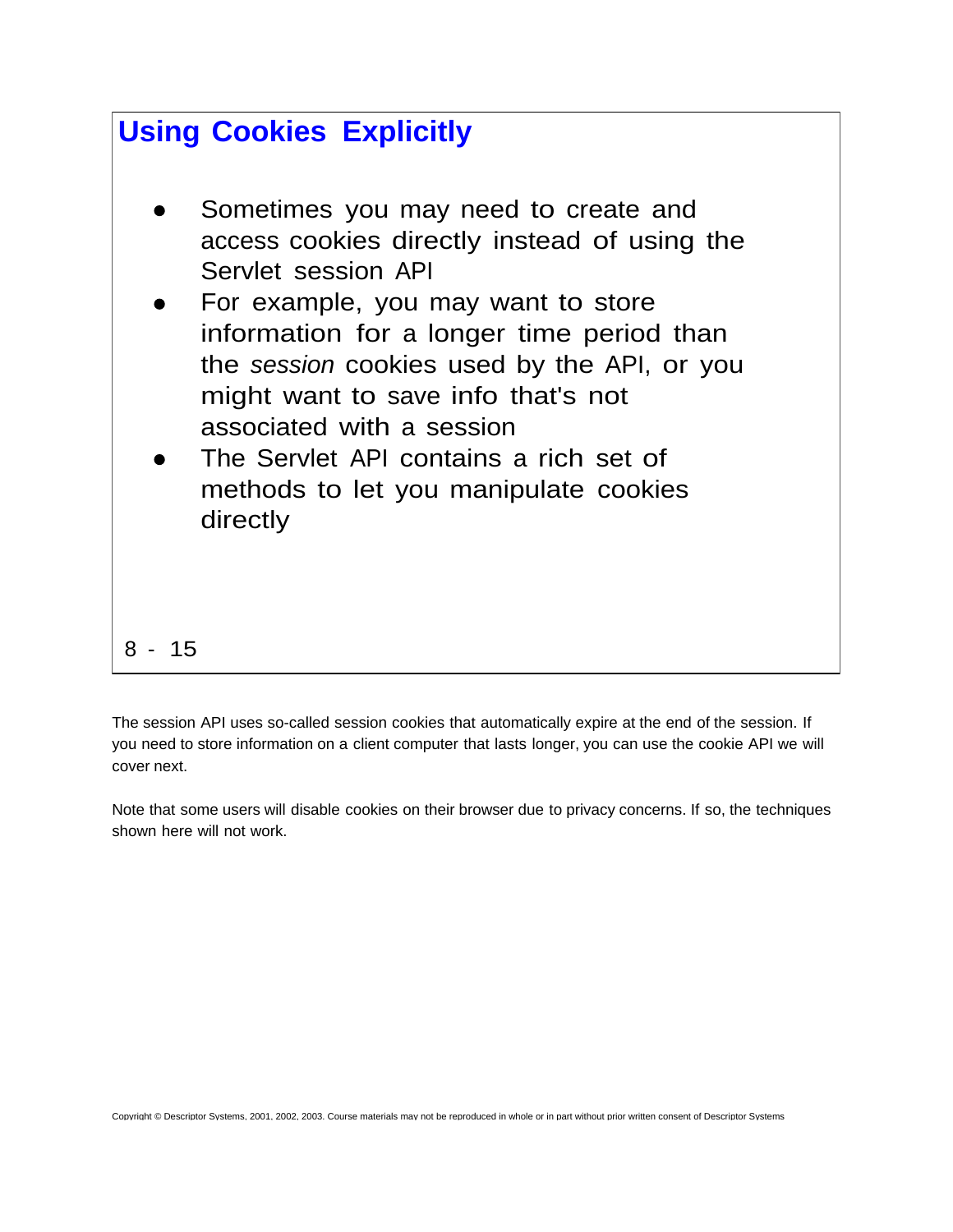## Using Cookies Explicitly

- Sometimes you may need to create and access cookies directly instead of using the Servlet session API
- For example, you may want to store information for a longer time period than the *session* cookies used by the API, or you might want to save info that's not associated with a session
- The Servlet API contains a rich set of methods to let you manipulate cookies directly

The session API uses so-called session cookies that automatically expire at the end of the session. If you need to store information on a client computer that lasts longer, you can use the cookie API we will cover next.

Note that some users will disable cookies on their browser due to privacy concerns. If so, the techniques shown here will not work.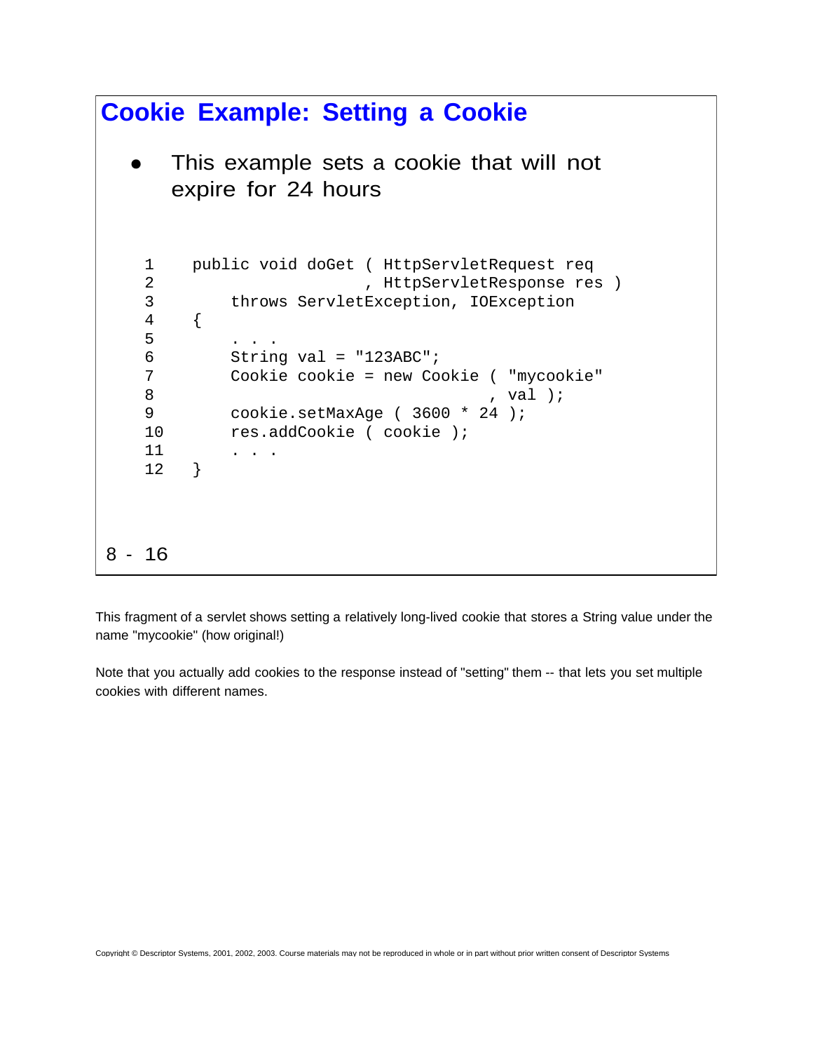## Cookie Example: Setting a Cookie

- This example sets a cookie that will not expire for 24 hours

```
1    public void doGet ( HttpServletRequest req
2                      , HttpServletResponse res )
3        throws ServletException, IOException
4    {
5        . . .
6        String val = "123ABC";
7        Cookie cookie = new Cookie ( "mycookie"
8                                   , val );
9        cookie.setMaxAge ( 3600 * 24 );
10       res.addCookie ( cookie );
11       . . .
12   }
```

8 - 16

This fragment of a servlet shows setting a relatively long-lived cookie that stores a String value under the name "mycookie" (how original!)

Note that you actually add cookies to the response instead of "setting" them -- that lets you set multiple cookies with different names.

Copyright © Descriptor Systems, 2001, 2002, 2003. Course materials may not be reproduced in whole or in part without prior written consent of Descriptor Systems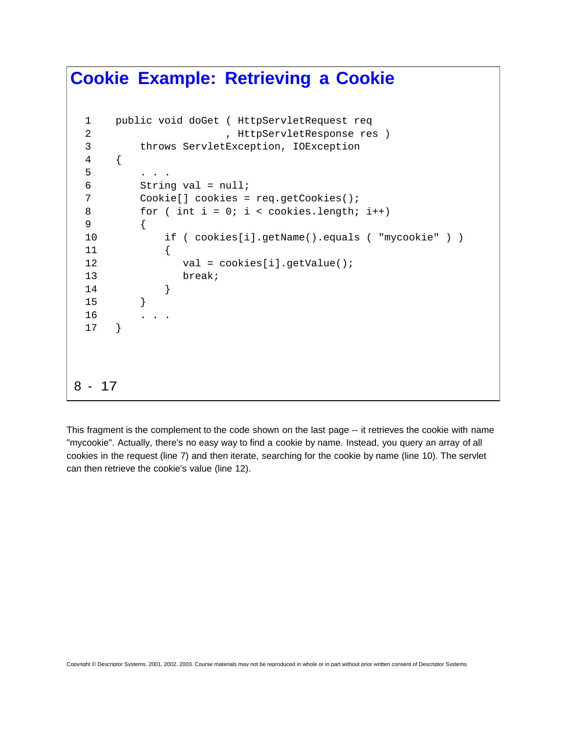# Cookie Example: Retrieving a Cookie

```
 1    public void doGet ( HttpServletRequest req
 2                      , HttpServletResponse res )
 3        throws ServletException, IOException
 4    {
 5        . . .
 6        String val = null;
 7        Cookie[] cookies = req.getCookies();
 8        for ( int i = 0; i < cookies.length; i++)
 9        {
10            if ( cookies[i].getName().equals ( "mycookie" ) )
11            {
12               val = cookies[i].getValue();
13               break;
14            }
15        }
16        . . .
17    }
```

8 - 17

This fragment is the complement to the code shown on the last page -- it retrieves the cookie with name "mycookie". Actually, there's no easy way to find a cookie by name. Instead, you query an array of all cookies in the request (line 7) and then iterate, searching for the cookie by name (line 10). The servlet can then retrieve the cookie's value (line 12).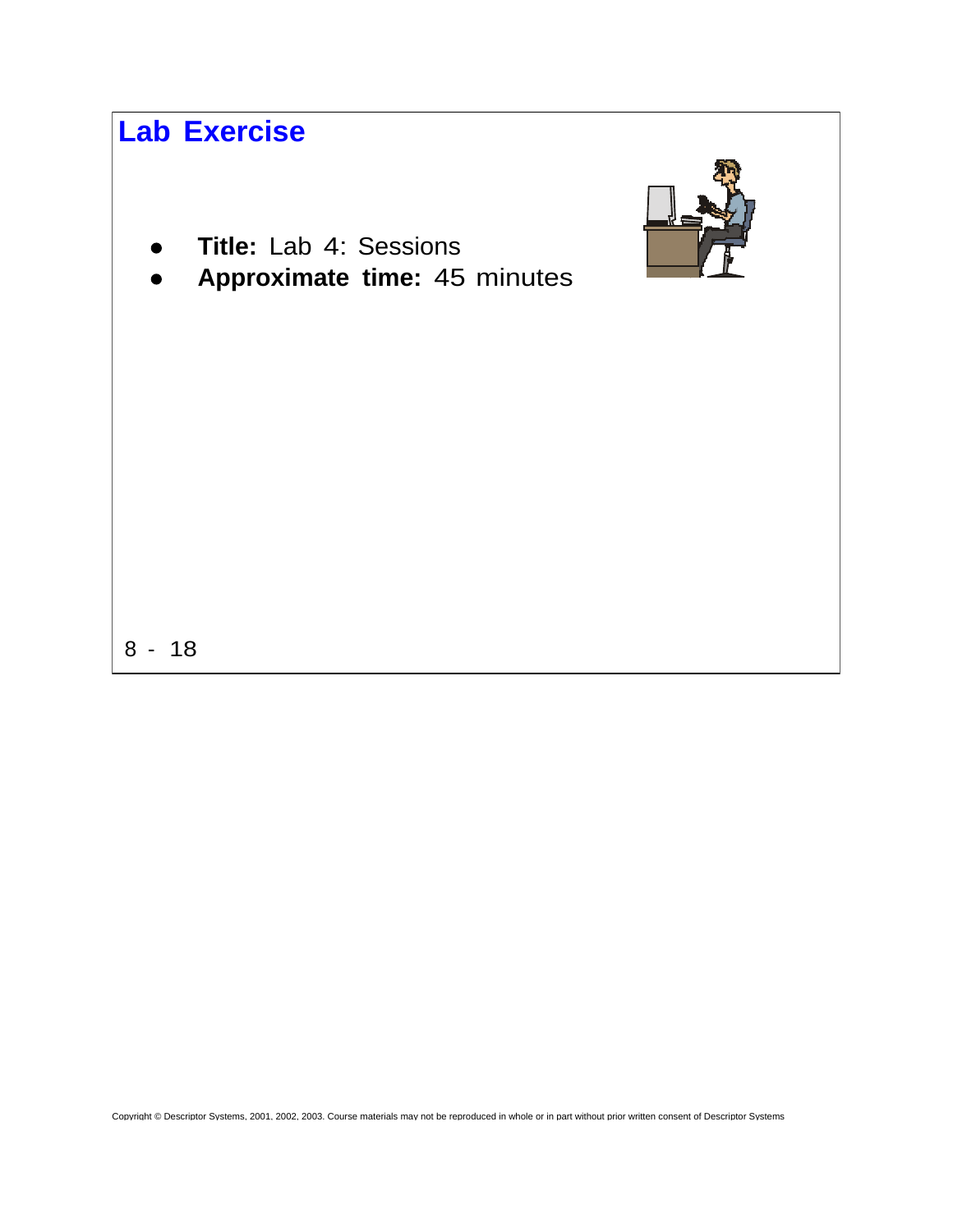# Lab Exercise

- **Title:** Lab 4: Sessions
- **Approximate time:** 45 minutes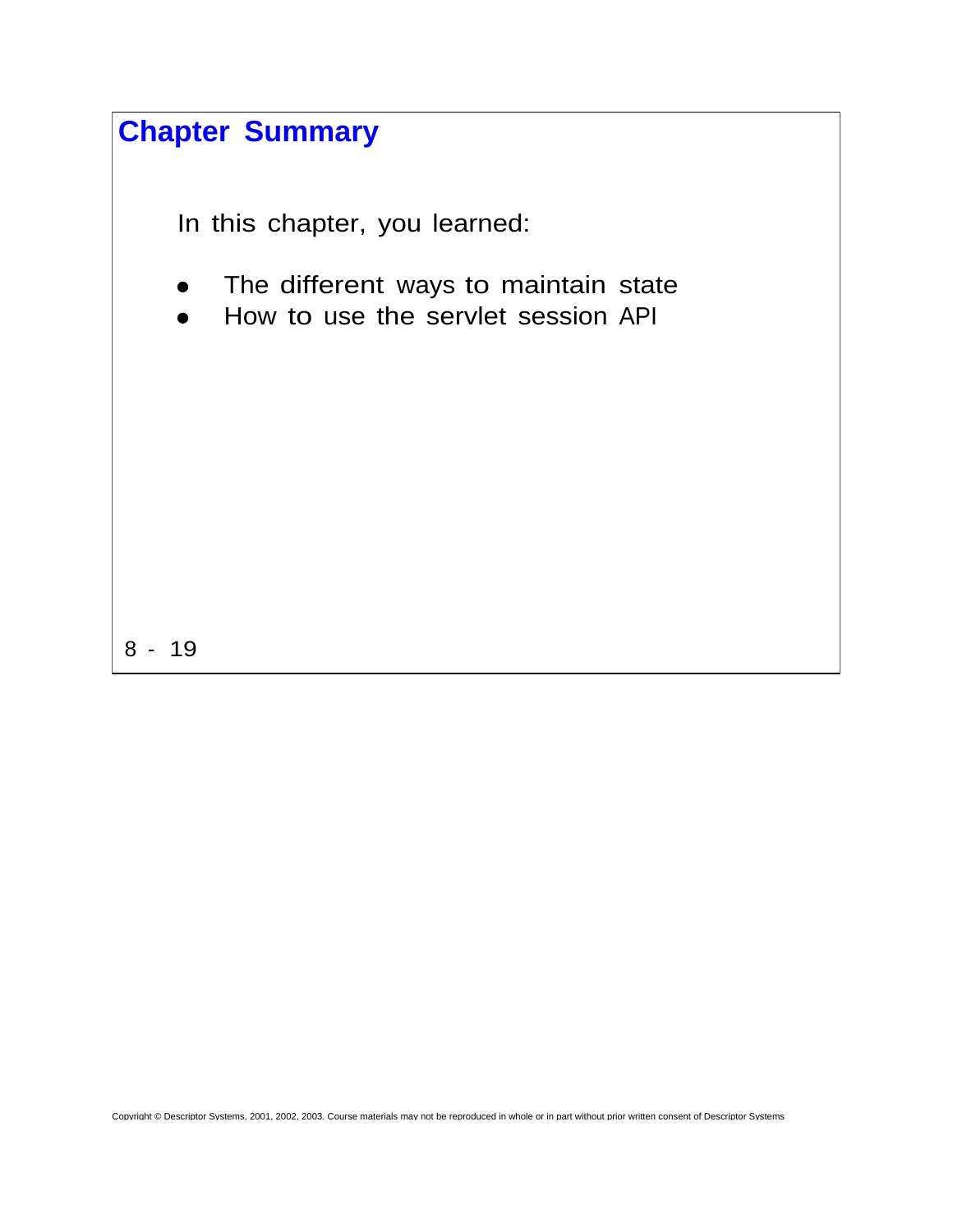# Chapter Summary

In this chapter, you learned:

- The different ways to maintain state
- How to use the servlet session API